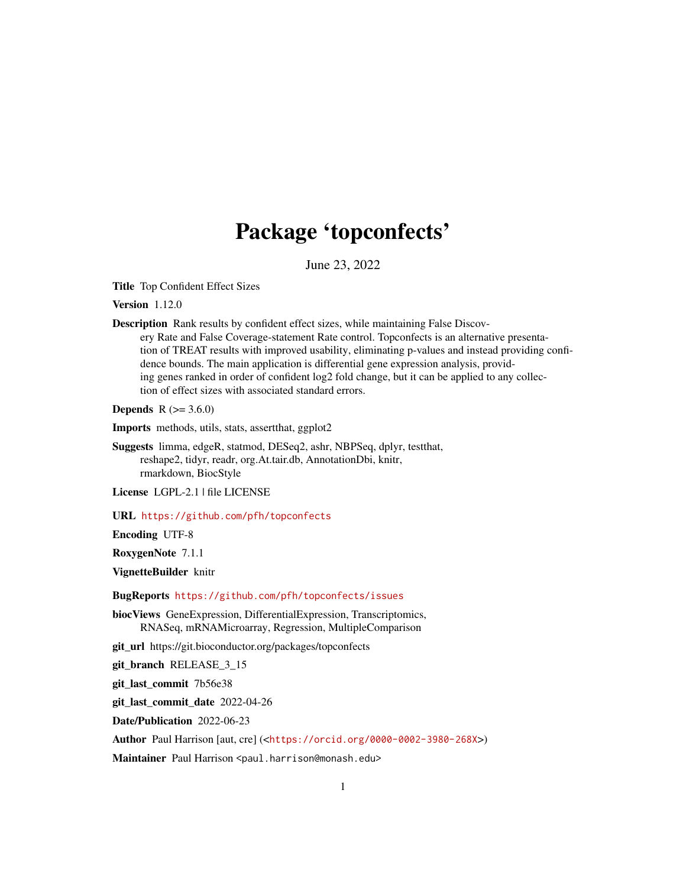# Package 'topconfects'

June 23, 2022

**Title** Top Confident Effect Sizes

**Version** 1.12.0

**Description** Rank results by confident effect sizes, while maintaining False Discovery Rate and False Coverage-statement Rate control. Topconfects is an alternative presentation of TREAT results with improved usability, eliminating p-values and instead providing confidence bounds. The main application is differential gene expression analysis, providing genes ranked in order of confident log2 fold change, but it can be applied to any collection of effect sizes with associated standard errors.

**Depends** R (>= 3.6.0)

**Imports** methods, utils, stats, assertthat, ggplot2

**Suggests** limma, edgeR, statmod, DESeq2, ashr, NBPSeq, dplyr, testthat, reshape2, tidyr, readr, org.At.tair.db, AnnotationDbi, knitr, rmarkdown, BiocStyle

**License** LGPL-2.1 | file LICENSE

**URL** https://github.com/pfh/topconfects

**Encoding** UTF-8

**RoxygenNote** 7.1.1

**VignetteBuilder** knitr

**BugReports** https://github.com/pfh/topconfects/issues

**biocViews** GeneExpression, DifferentialExpression, Transcriptomics, RNASeq, mRNAMicroarray, Regression, MultipleComparison

**git_url** https://git.bioconductor.org/packages/topconfects

**git_branch** RELEASE_3_15

**git_last_commit** 7b56e38

**git_last_commit_date** 2022-04-26

**Date/Publication** 2022-06-23

**Author** Paul Harrison [aut, cre] (<https://orcid.org/0000-0002-3980-268X>)

**Maintainer** Paul Harrison <paul.harrison@monash.edu>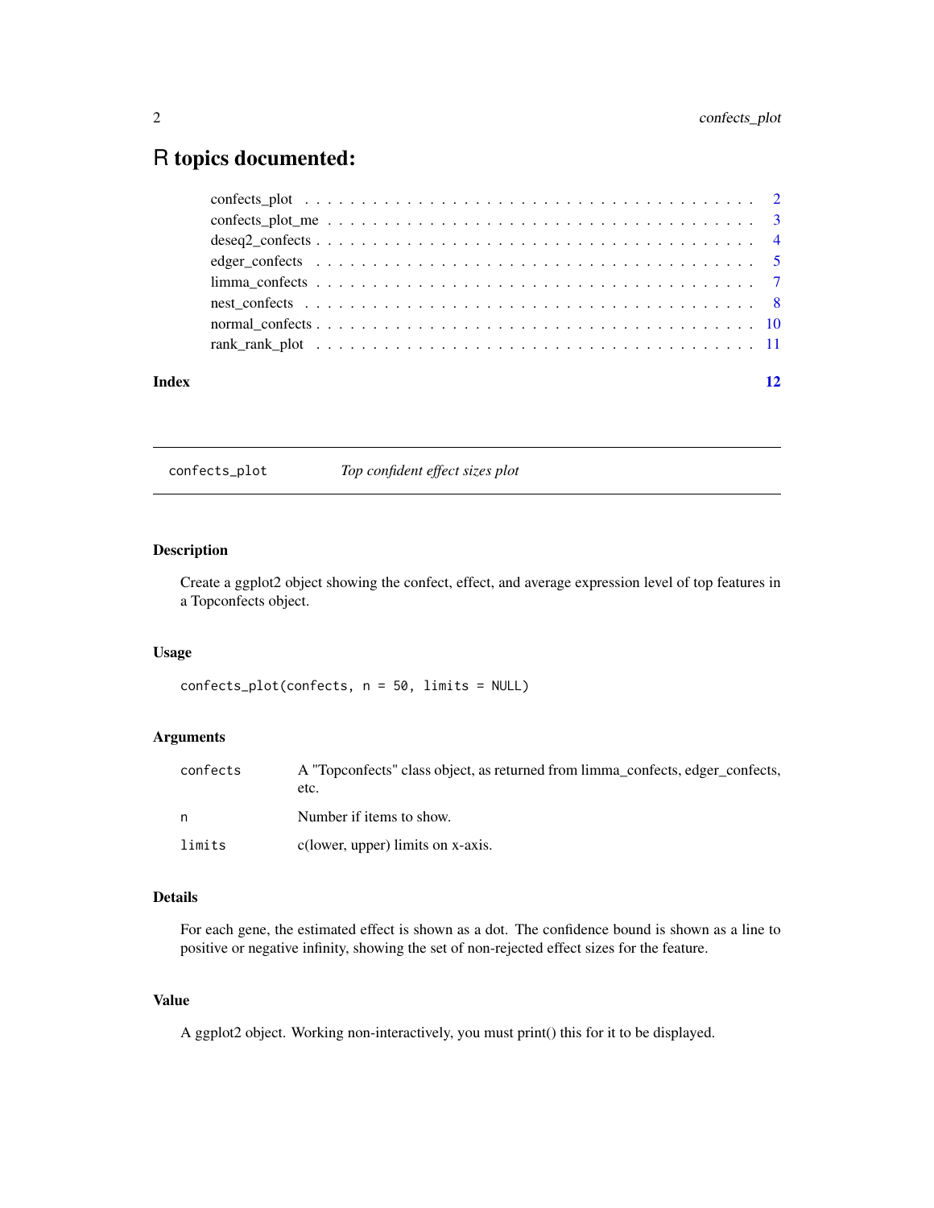# R topics documented:

| | |
|---|---|
| confects_plot | 2 |
| confects_plot_me | 3 |
| deseq2_confects | 4 |
| edger_confects | 5 |
| limma_confects | 7 |
| nest_confects | 8 |
| normal_confects | 10 |
| rank_rank_plot | 11 |
| **Index** | **12** |

---

## confects_plot — *Top confident effect sizes plot*

### Description

Create a ggplot2 object showing the confect, effect, and average expression level of top features in a Topconfects object.

### Usage

```
confects_plot(confects, n = 50, limits = NULL)
```

### Arguments

| | |
|---|---|
| `confects` | A "Topconfects" class object, as returned from limma_confects, edger_confects, etc. |
| `n` | Number if items to show. |
| `limits` | c(lower, upper) limits on x-axis. |

### Details

For each gene, the estimated effect is shown as a dot. The confidence bound is shown as a line to positive or negative infinity, showing the set of non-rejected effect sizes for the feature.

### Value

A ggplot2 object. Working non-interactively, you must print() this for it to be displayed.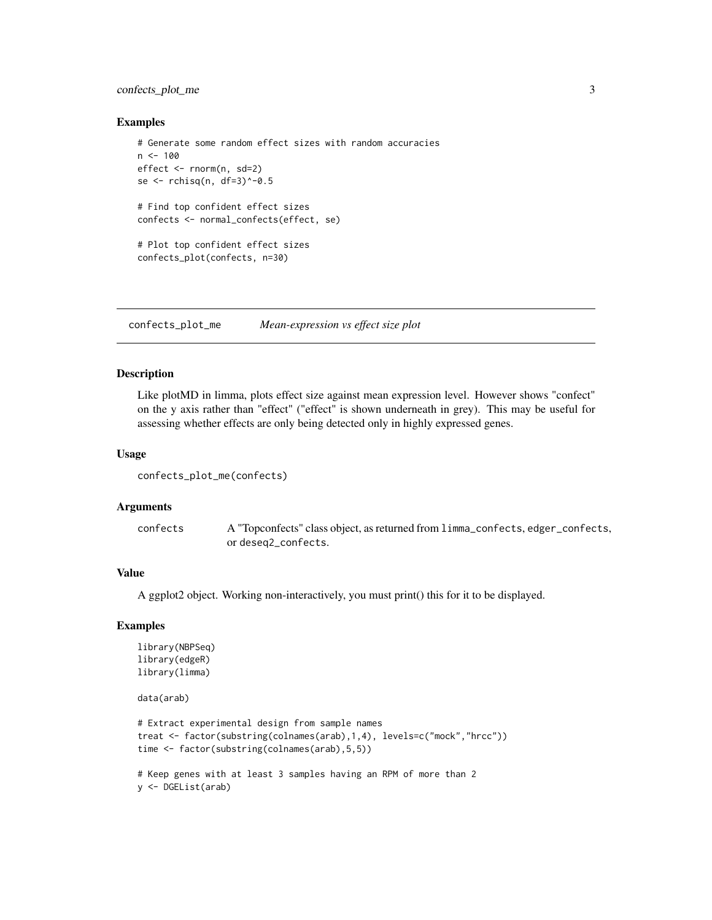### Examples

```
# Generate some random effect sizes with random accuracies
n <- 100
effect <- rnorm(n, sd=2)
se <- rchisq(n, df=3)^-0.5

# Find top confident effect sizes
confects <- normal_confects(effect, se)

# Plot top confident effect sizes
confects_plot(confects, n=30)
```

---

## confects_plot_me *Mean-expression vs effect size plot*

---

### Description

Like plotMD in limma, plots effect size against mean expression level. However shows "confect" on the y axis rather than "effect" ("effect" is shown underneath in grey). This may be useful for assessing whether effects are only being detected only in highly expressed genes.

### Usage

```
confects_plot_me(confects)
```

### Arguments

| | |
|---|---|
| `confects` | A "Topconfects" class object, as returned from `limma_confects`, `edger_confects`, or `deseq2_confects`. |

### Value

A ggplot2 object. Working non-interactively, you must print() this for it to be displayed.

### Examples

```
library(NBPSeq)
library(edgeR)
library(limma)

data(arab)

# Extract experimental design from sample names
treat <- factor(substring(colnames(arab),1,4), levels=c("mock","hrcc"))
time <- factor(substring(colnames(arab),5,5))

# Keep genes with at least 3 samples having an RPM of more than 2
y <- DGEList(arab)
```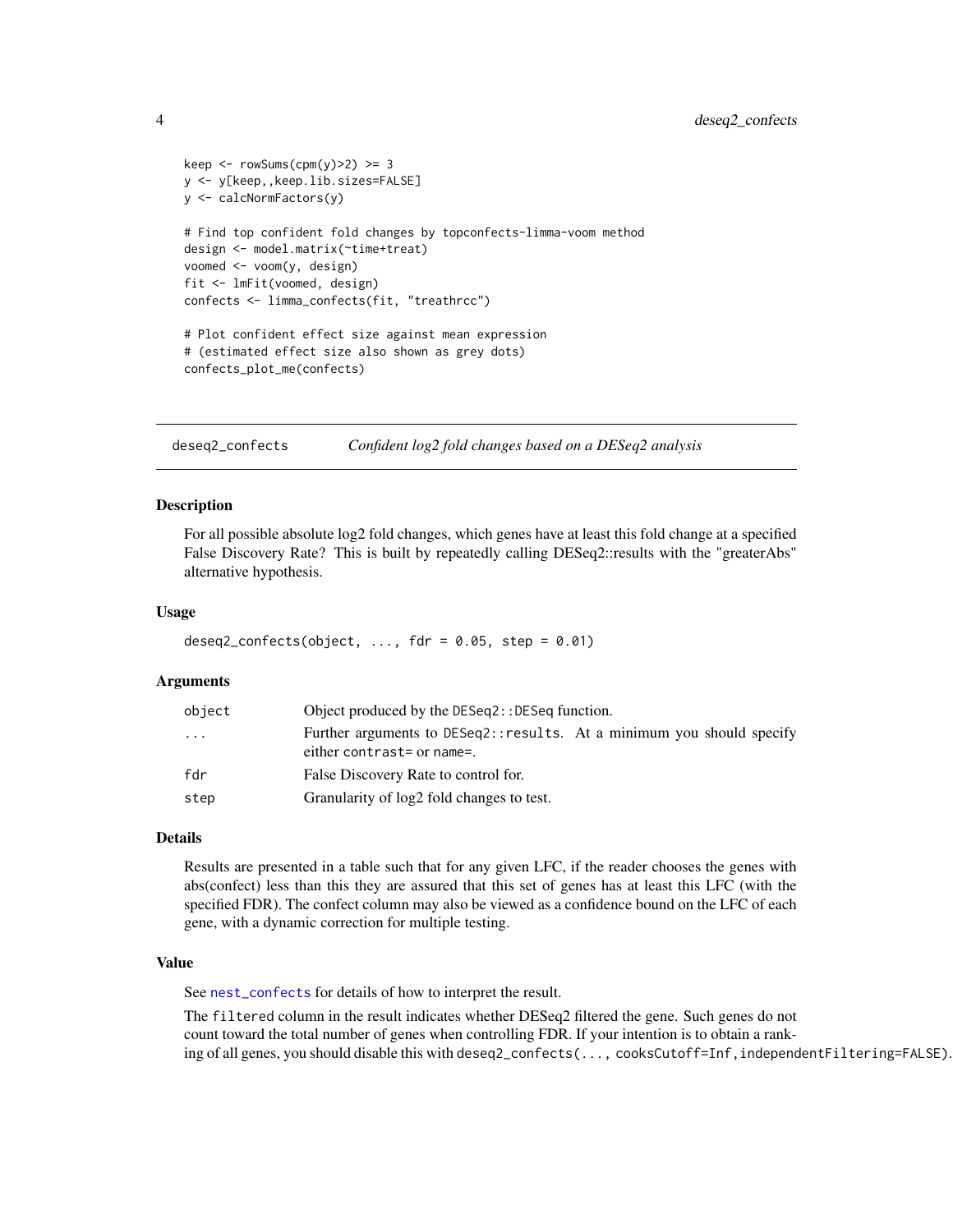```
keep <- rowSums(cpm(y)>2) >= 3
y <- y[keep,,keep.lib.sizes=FALSE]
y <- calcNormFactors(y)

# Find top confident fold changes by topconfects-limma-voom method
design <- model.matrix(~time+treat)
voomed <- voom(y, design)
fit <- lmFit(voomed, design)
confects <- limma_confects(fit, "treathrcc")

# Plot confident effect size against mean expression
# (estimated effect size also shown as grey dots)
confects_plot_me(confects)
```

## deseq2_confects — *Confident log2 fold changes based on a DESeq2 analysis*

### Description

For all possible absolute log2 fold changes, which genes have at least this fold change at a specified False Discovery Rate? This is built by repeatedly calling DESeq2::results with the "greaterAbs" alternative hypothesis.

### Usage

```
deseq2_confects(object, ..., fdr = 0.05, step = 0.01)
```

### Arguments

| Argument | Description |
|---|---|
| object | Object produced by the `DESeq2::DESeq` function. |
| ... | Further arguments to `DESeq2::results`. At a minimum you should specify either `contrast=` or `name=`. |
| fdr | False Discovery Rate to control for. |
| step | Granularity of log2 fold changes to test. |

### Details

Results are presented in a table such that for any given LFC, if the reader chooses the genes with abs(confect) less than this they are assured that this set of genes has at least this LFC (with the specified FDR). The confect column may also be viewed as a confidence bound on the LFC of each gene, with a dynamic correction for multiple testing.

### Value

See `nest_confects` for details of how to interpret the result.

The `filtered` column in the result indicates whether DESeq2 filtered the gene. Such genes do not count toward the total number of genes when controlling FDR. If your intention is to obtain a ranking of all genes, you should disable this with `deseq2_confects(..., cooksCutoff=Inf,independentFiltering=FALSE)`.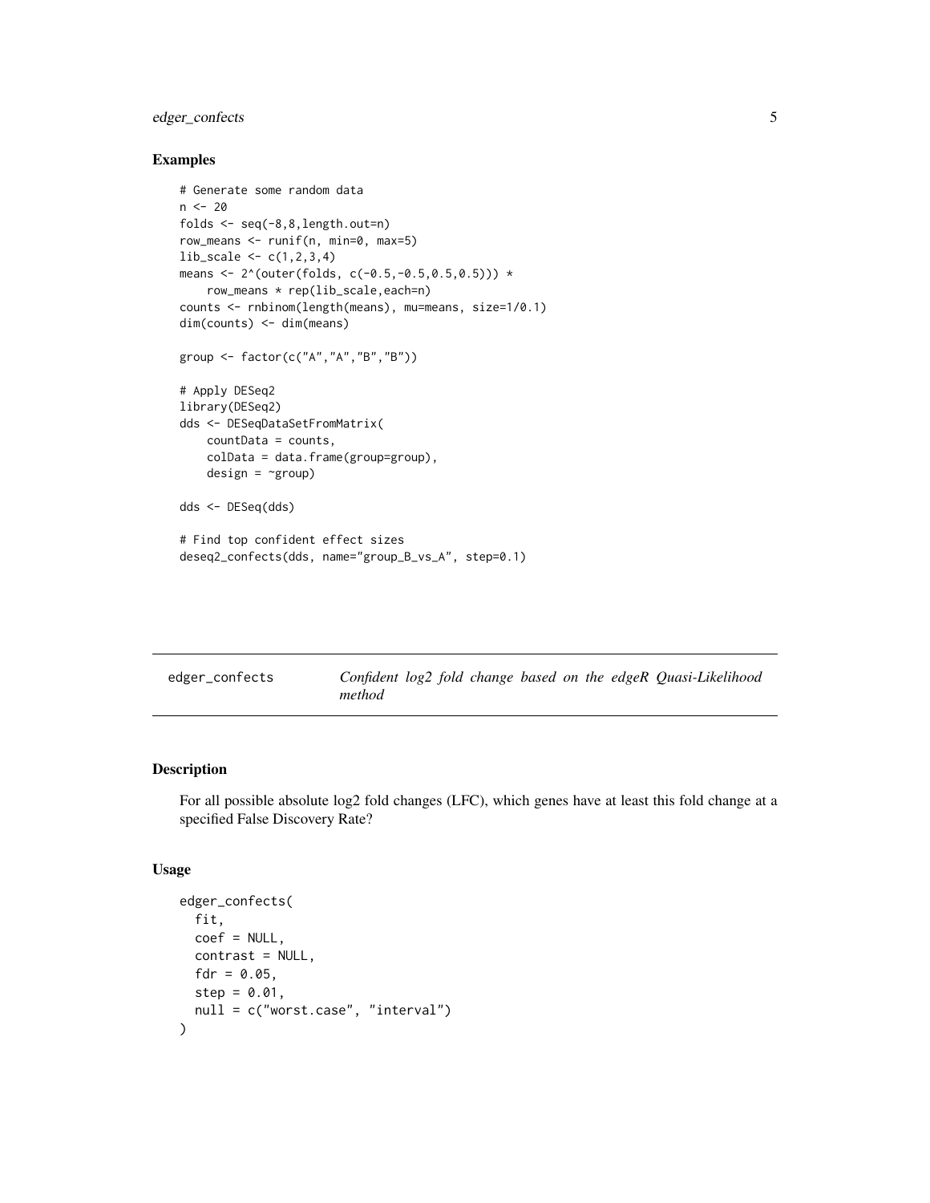### Examples

```
# Generate some random data
n <- 20
folds <- seq(-8,8,length.out=n)
row_means <- runif(n, min=0, max=5)
lib_scale <- c(1,2,3,4)
means <- 2^(outer(folds, c(-0.5,-0.5,0.5,0.5))) *
    row_means * rep(lib_scale,each=n)
counts <- rnbinom(length(means), mu=means, size=1/0.1)
dim(counts) <- dim(means)

group <- factor(c("A","A","B","B"))

# Apply DESeq2
library(DESeq2)
dds <- DESeqDataSetFromMatrix(
    countData = counts,
    colData = data.frame(group=group),
    design = ~group)

dds <- DESeq(dds)

# Find top confident effect sizes
deseq2_confects(dds, name="group_B_vs_A", step=0.1)
```

---

## edger_confects — *Confident log2 fold change based on the edgeR Quasi-Likelihood method*

---

### Description

For all possible absolute log2 fold changes (LFC), which genes have at least this fold change at a specified False Discovery Rate?

### Usage

```
edger_confects(
  fit,
  coef = NULL,
  contrast = NULL,
  fdr = 0.05,
  step = 0.01,
  null = c("worst.case", "interval")
)
```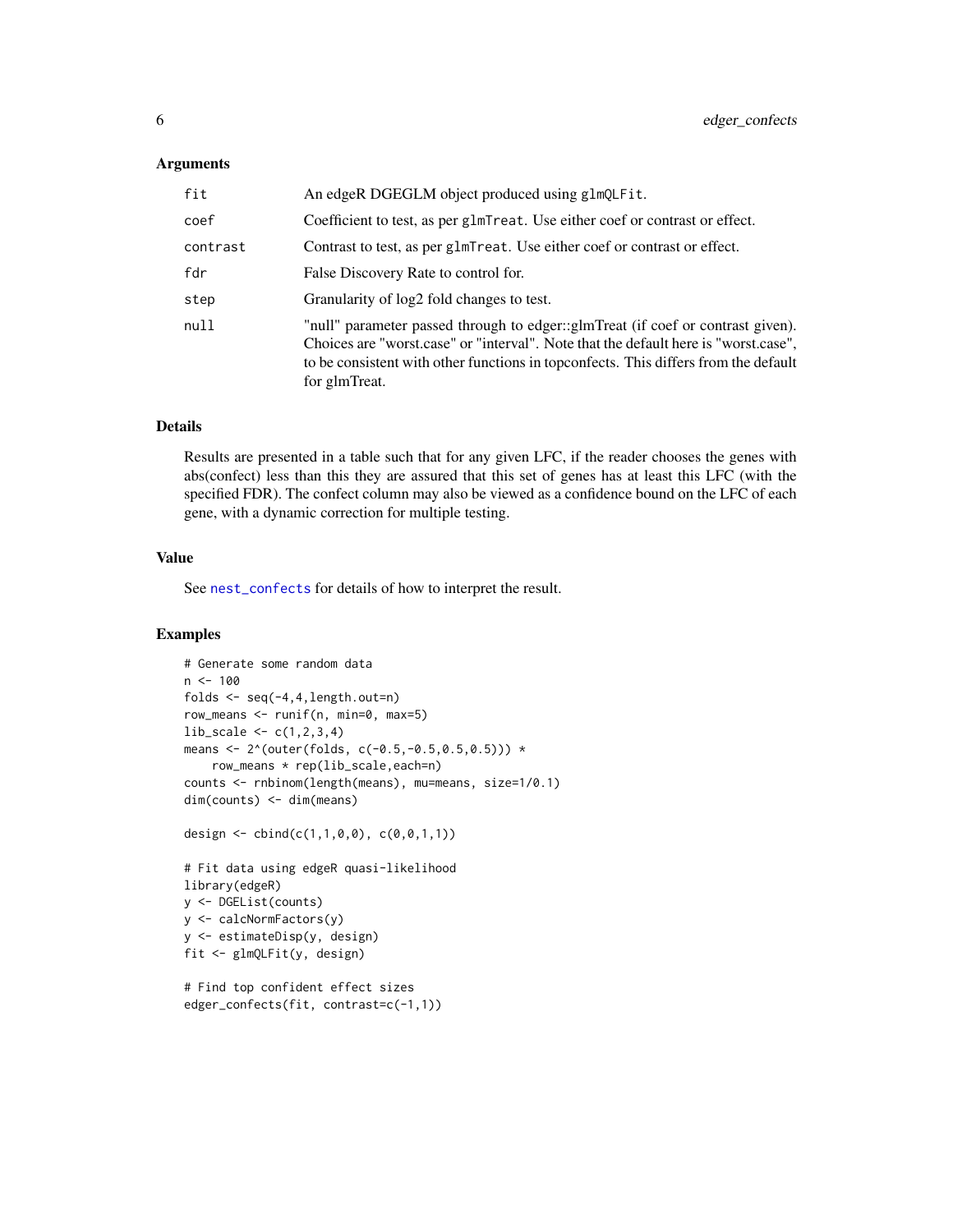### Arguments

| | |
|---|---|
| fit | An edgeR DGEGLM object produced using glmQLFit. |
| coef | Coefficient to test, as per glmTreat. Use either coef or contrast or effect. |
| contrast | Contrast to test, as per glmTreat. Use either coef or contrast or effect. |
| fdr | False Discovery Rate to control for. |
| step | Granularity of log2 fold changes to test. |
| null | "null" parameter passed through to edger::glmTreat (if coef or contrast given). Choices are "worst.case" or "interval". Note that the default here is "worst.case", to be consistent with other functions in topconfects. This differs from the default for glmTreat. |

### Details

Results are presented in a table such that for any given LFC, if the reader chooses the genes with abs(confect) less than this they are assured that this set of genes has at least this LFC (with the specified FDR). The confect column may also be viewed as a confidence bound on the LFC of each gene, with a dynamic correction for multiple testing.

### Value

See nest_confects for details of how to interpret the result.

### Examples

```
# Generate some random data
n <- 100
folds <- seq(-4,4,length.out=n)
row_means <- runif(n, min=0, max=5)
lib_scale <- c(1,2,3,4)
means <- 2^(outer(folds, c(-0.5,-0.5,0.5,0.5))) *
    row_means * rep(lib_scale,each=n)
counts <- rnbinom(length(means), mu=means, size=1/0.1)
dim(counts) <- dim(means)

design <- cbind(c(1,1,0,0), c(0,0,1,1))

# Fit data using edgeR quasi-likelihood
library(edgeR)
y <- DGEList(counts)
y <- calcNormFactors(y)
y <- estimateDisp(y, design)
fit <- glmQLFit(y, design)

# Find top confident effect sizes
edger_confects(fit, contrast=c(-1,1))
```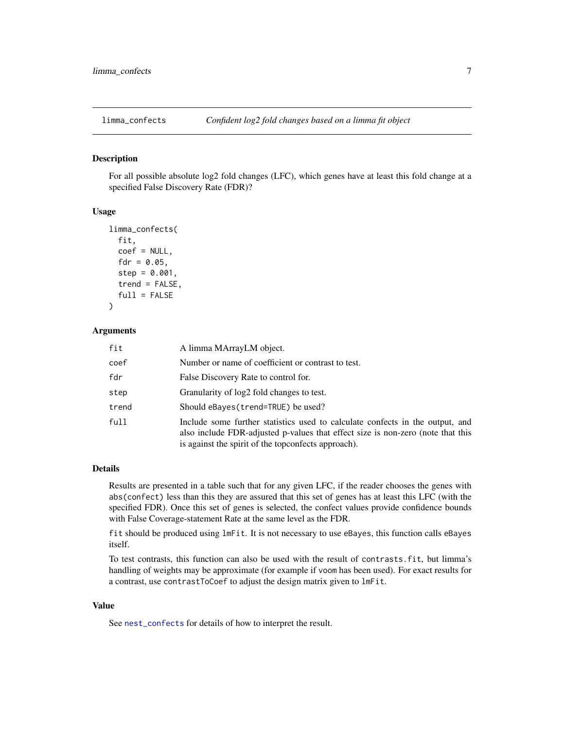## limma_confects — *Confident log2 fold changes based on a limma fit object*

### Description

For all possible absolute log2 fold changes (LFC), which genes have at least this fold change at a specified False Discovery Rate (FDR)?

### Usage

```
limma_confects(
  fit,
  coef = NULL,
  fdr = 0.05,
  step = 0.001,
  trend = FALSE,
  full = FALSE
)
```

### Arguments

| Argument | Description |
|---|---|
| `fit` | A limma MArrayLM object. |
| `coef` | Number or name of coefficient or contrast to test. |
| `fdr` | False Discovery Rate to control for. |
| `step` | Granularity of log2 fold changes to test. |
| `trend` | Should `eBayes(trend=TRUE)` be used? |
| `full` | Include some further statistics used to calculate confects in the output, and also include FDR-adjusted p-values that effect size is non-zero (note that this is against the spirit of the topconfects approach). |

### Details

Results are presented in a table such that for any given LFC, if the reader chooses the genes with `abs(confect)` less than this they are assured that this set of genes has at least this LFC (with the specified FDR). Once this set of genes is selected, the confect values provide confidence bounds with False Coverage-statement Rate at the same level as the FDR.

`fit` should be produced using `lmFit`. It is not necessary to use `eBayes`, this function calls `eBayes` itself.

To test contrasts, this function can also be used with the result of `contrasts.fit`, but limma's handling of weights may be approximate (for example if `voom` has been used). For exact results for a contrast, use `contrastToCoef` to adjust the design matrix given to `lmFit`.

### Value

See `nest_confects` for details of how to interpret the result.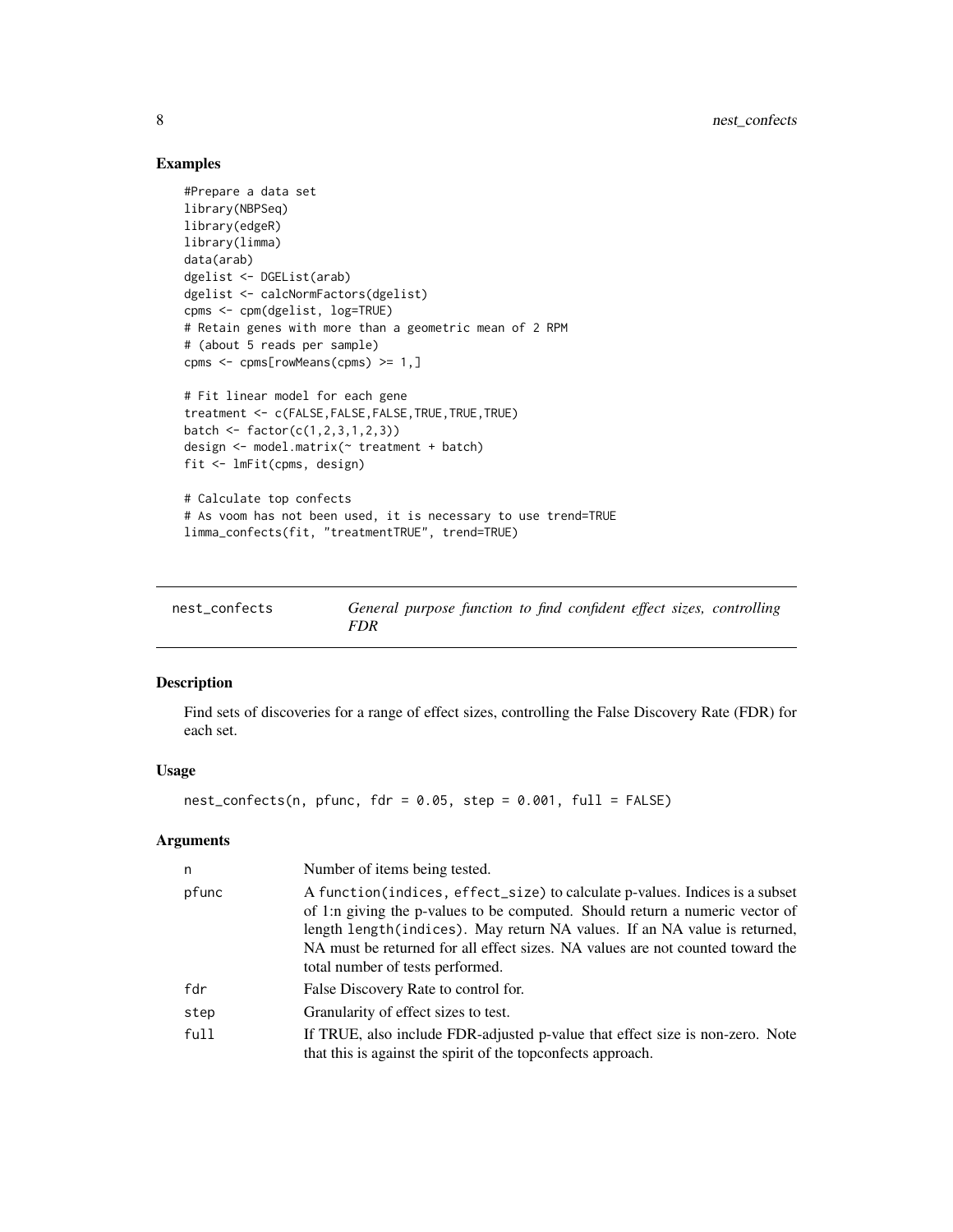## Examples

```
#Prepare a data set
library(NBPSeq)
library(edgeR)
library(limma)
data(arab)
dgelist <- DGEList(arab)
dgelist <- calcNormFactors(dgelist)
cpms <- cpm(dgelist, log=TRUE)
# Retain genes with more than a geometric mean of 2 RPM
# (about 5 reads per sample)
cpms <- cpms[rowMeans(cpms) >= 1,]

# Fit linear model for each gene
treatment <- c(FALSE,FALSE,FALSE,TRUE,TRUE,TRUE)
batch <- factor(c(1,2,3,1,2,3))
design <- model.matrix(~ treatment + batch)
fit <- lmFit(cpms, design)

# Calculate top confects
# As voom has not been used, it is necessary to use trend=TRUE
limma_confects(fit, "treatmentTRUE", trend=TRUE)
```

---

# nest_confects — *General purpose function to find confident effect sizes, controlling FDR*

## Description

Find sets of discoveries for a range of effect sizes, controlling the False Discovery Rate (FDR) for each set.

## Usage

```
nest_confects(n, pfunc, fdr = 0.05, step = 0.001, full = FALSE)
```

## Arguments

| Argument | Description |
|---|---|
| `n` | Number of items being tested. |
| `pfunc` | A `function(indices, effect_size)` to calculate p-values. Indices is a subset of 1:n giving the p-values to be computed. Should return a numeric vector of length `length(indices)`. May return NA values. If an NA value is returned, NA must be returned for all effect sizes. NA values are not counted toward the total number of tests performed. |
| `fdr` | False Discovery Rate to control for. |
| `step` | Granularity of effect sizes to test. |
| `full` | If TRUE, also include FDR-adjusted p-value that effect size is non-zero. Note that this is against the spirit of the topconfects approach. |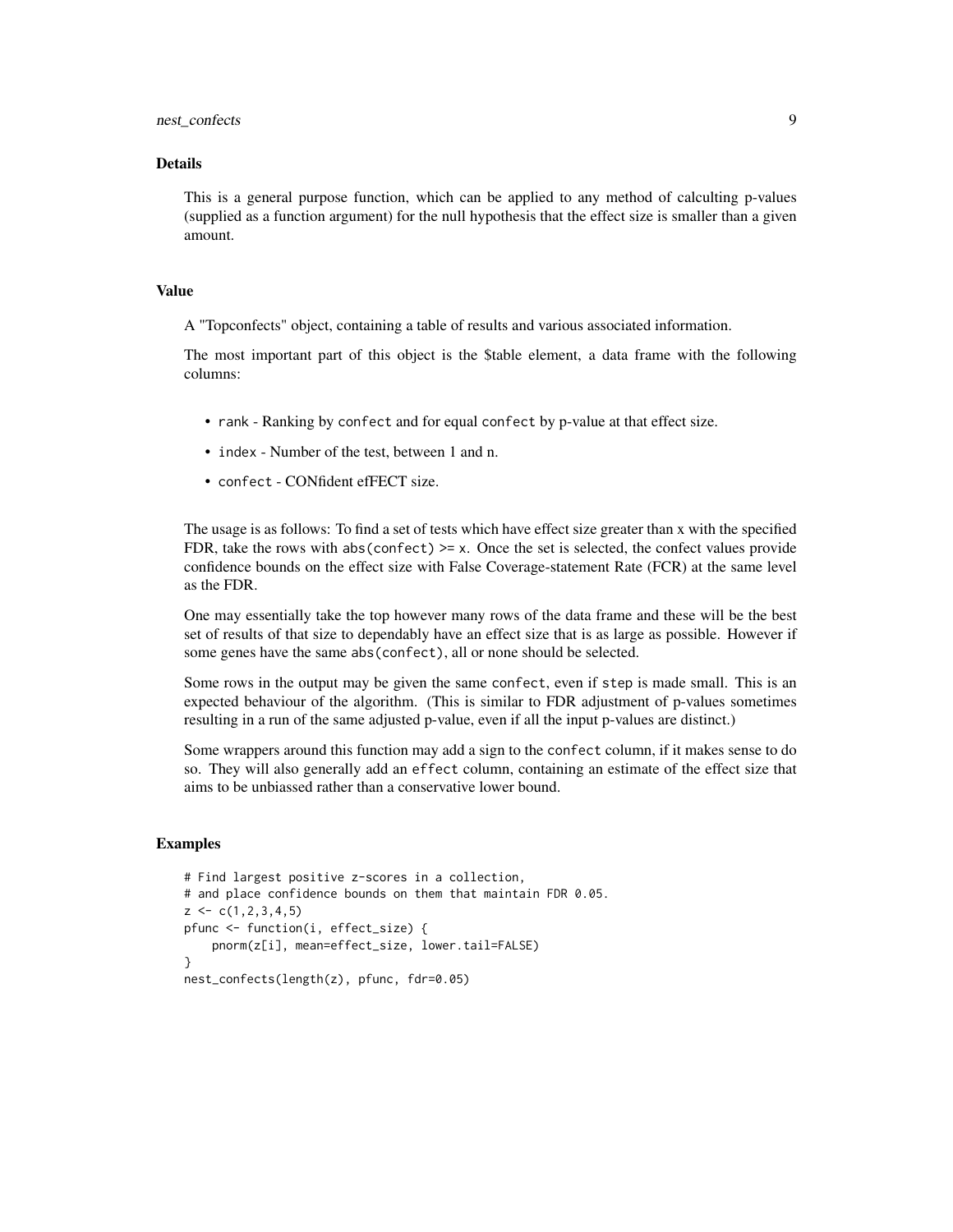### Details

This is a general purpose function, which can be applied to any method of calculting p-values (supplied as a function argument) for the null hypothesis that the effect size is smaller than a given amount.

### Value

A "Topconfects" object, containing a table of results and various associated information.

The most important part of this object is the $table element, a data frame with the following columns:

- `rank` - Ranking by `confect` and for equal `confect` by p-value at that effect size.
- `index` - Number of the test, between 1 and n.
- `confect` - CONfident efFECT size.

The usage is as follows: To find a set of tests which have effect size greater than x with the specified FDR, take the rows with `abs(confect)` >= x. Once the set is selected, the confect values provide confidence bounds on the effect size with False Coverage-statement Rate (FCR) at the same level as the FDR.

One may essentially take the top however many rows of the data frame and these will be the best set of results of that size to dependably have an effect size that is as large as possible. However if some genes have the same `abs(confect)`, all or none should be selected.

Some rows in the output may be given the same `confect`, even if `step` is made small. This is an expected behaviour of the algorithm. (This is similar to FDR adjustment of p-values sometimes resulting in a run of the same adjusted p-value, even if all the input p-values are distinct.)

Some wrappers around this function may add a sign to the `confect` column, if it makes sense to do so. They will also generally add an `effect` column, containing an estimate of the effect size that aims to be unbiassed rather than a conservative lower bound.

### Examples

```
# Find largest positive z-scores in a collection,
# and place confidence bounds on them that maintain FDR 0.05.
z <- c(1,2,3,4,5)
pfunc <- function(i, effect_size) {
    pnorm(z[i], mean=effect_size, lower.tail=FALSE)
}
nest_confects(length(z), pfunc, fdr=0.05)
```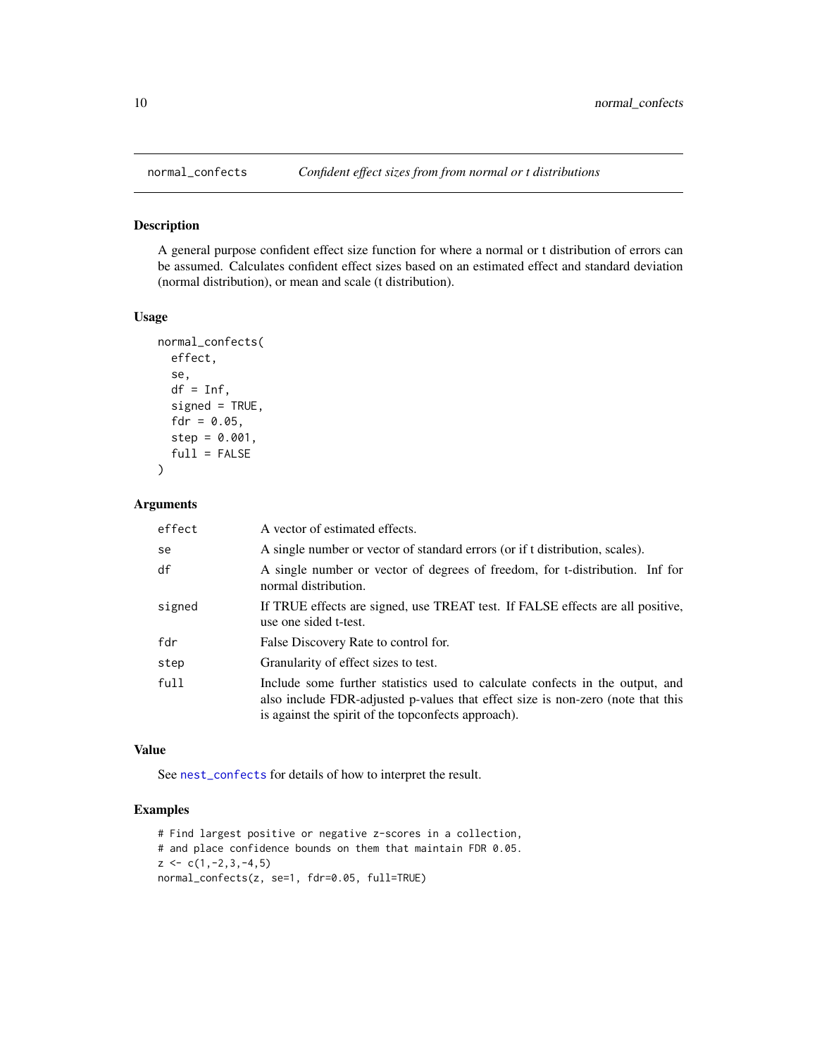## normal_confects — *Confident effect sizes from from normal or t distributions*

### Description

A general purpose confident effect size function for where a normal or t distribution of errors can be assumed. Calculates confident effect sizes based on an estimated effect and standard deviation (normal distribution), or mean and scale (t distribution).

### Usage

```
normal_confects(
  effect,
  se,
  df = Inf,
  signed = TRUE,
  fdr = 0.05,
  step = 0.001,
  full = FALSE
)
```

### Arguments

| Argument | Description |
|---|---|
| `effect` | A vector of estimated effects. |
| `se` | A single number or vector of standard errors (or if t distribution, scales). |
| `df` | A single number or vector of degrees of freedom, for t-distribution. Inf for normal distribution. |
| `signed` | If TRUE effects are signed, use TREAT test. If FALSE effects are all positive, use one sided t-test. |
| `fdr` | False Discovery Rate to control for. |
| `step` | Granularity of effect sizes to test. |
| `full` | Include some further statistics used to calculate confects in the output, and also include FDR-adjusted p-values that effect size is non-zero (note that this is against the spirit of the topconfects approach). |

### Value

See `nest_confects` for details of how to interpret the result.

### Examples

```
# Find largest positive or negative z-scores in a collection,
# and place confidence bounds on them that maintain FDR 0.05.
z <- c(1,-2,3,-4,5)
normal_confects(z, se=1, fdr=0.05, full=TRUE)
```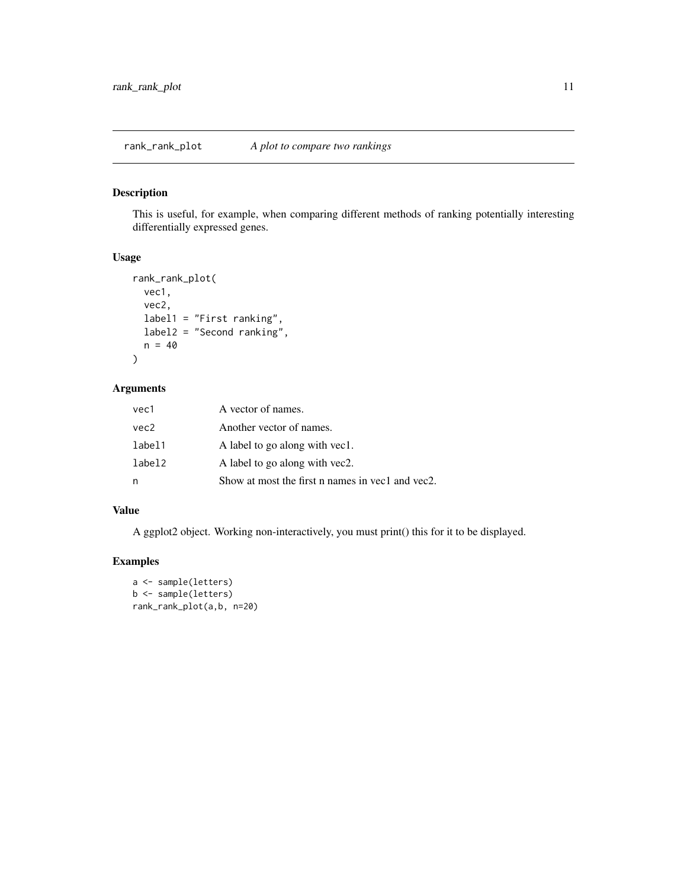`rank_rank_plot` *A plot to compare two rankings*

## Description

This is useful, for example, when comparing different methods of ranking potentially interesting differentially expressed genes.

## Usage

```
rank_rank_plot(
  vec1,
  vec2,
  label1 = "First ranking",
  label2 = "Second ranking",
  n = 40
)
```

## Arguments

| | |
|---|---|
| `vec1` | A vector of names. |
| `vec2` | Another vector of names. |
| `label1` | A label to go along with vec1. |
| `label2` | A label to go along with vec2. |
| `n` | Show at most the first n names in vec1 and vec2. |

## Value

A ggplot2 object. Working non-interactively, you must print() this for it to be displayed.

## Examples

```
a <- sample(letters)
b <- sample(letters)
rank_rank_plot(a,b, n=20)
```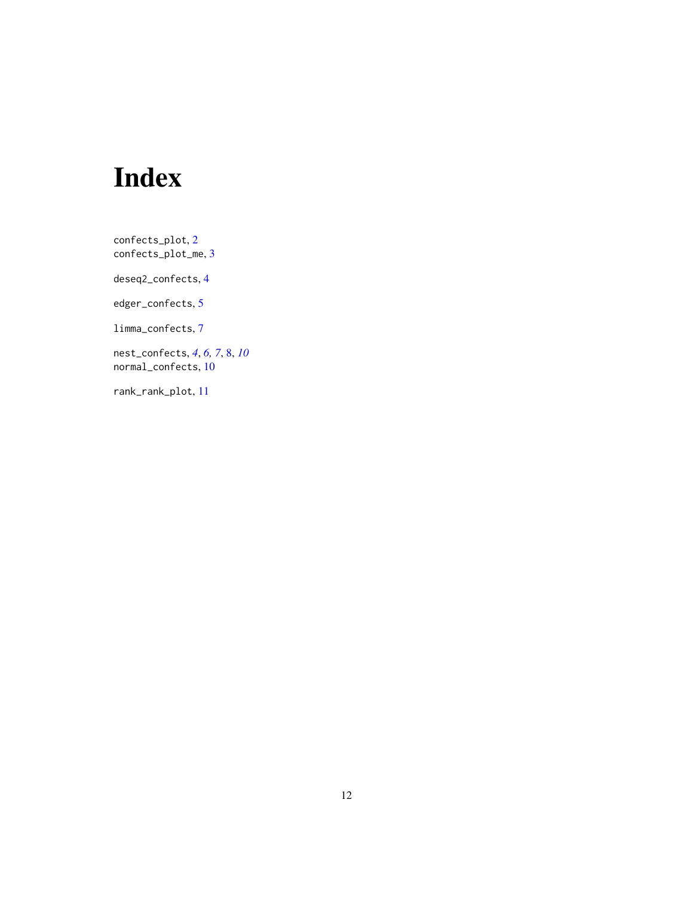# Index

confects_plot, 2
confects_plot_me, 3

deseq2_confects, 4

edger_confects, 5

limma_confects, 7

nest_confects, *4*, *6, 7*, 8, *10*
normal_confects, 10

rank_rank_plot, 11